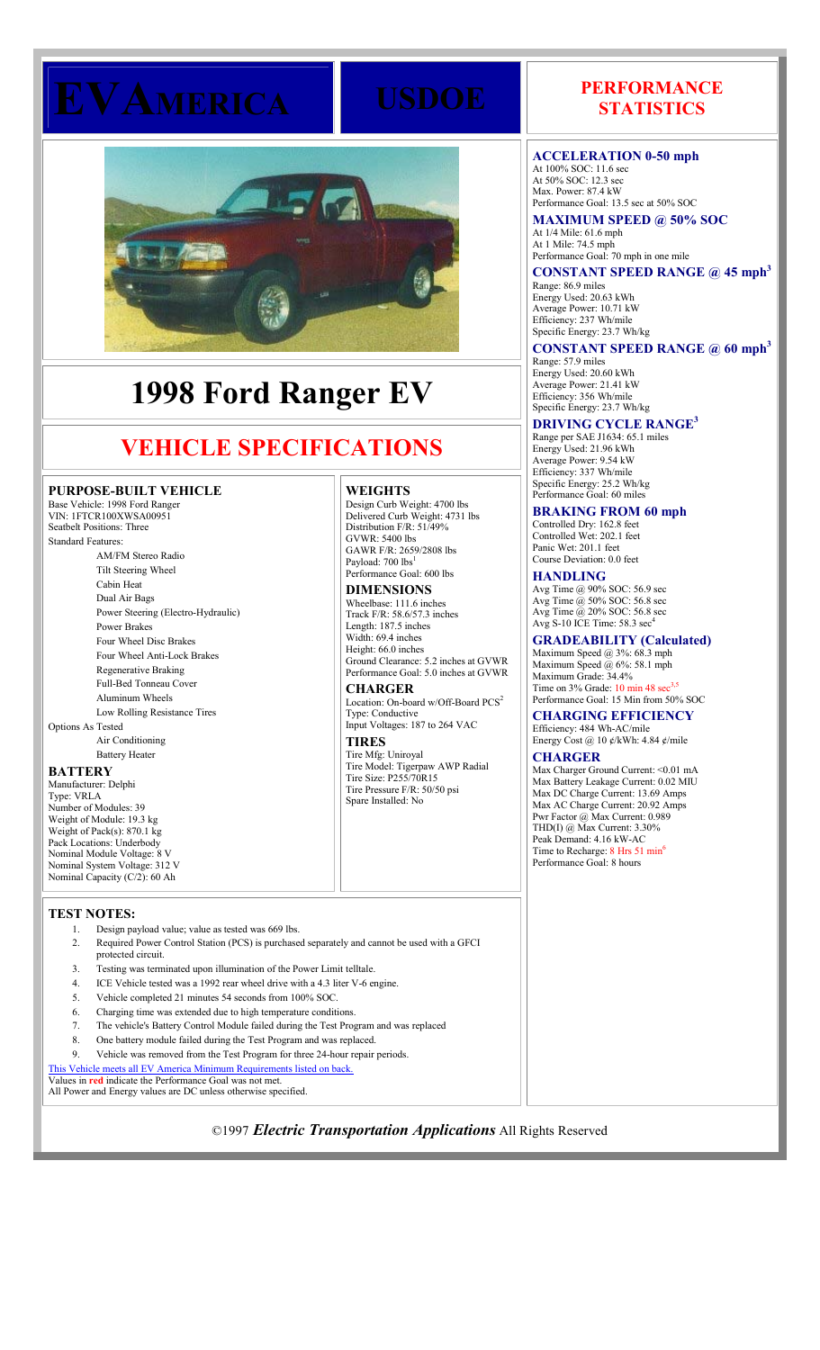# EV AMERICA

# USDOE

# 1998 Ford Ranger EV

## VEHICLE SPECIFICATIONS

### PURPOSE-BUILT VEHICLE

Base Vehicle: 1998 Ford Ranger
VIN: 1FTCR100XWSA00951
Seatbelt Positions: Three
Standard Features:

- AM/FM Stereo Radio
- Tilt Steering Wheel
- Cabin Heat
- Dual Air Bags
- Power Steering (Electro-Hydraulic)
- Power Brakes
- Four Wheel Disc Brakes
- Four Wheel Anti-Lock Brakes
- Regenerative Braking
- Full-Bed Tonneau Cover
- Aluminum Wheels
- Low Rolling Resistance Tires

Options As Tested

- Air Conditioning
- Battery Heater

### BATTERY

Manufacturer: Delphi
Type: VRLA
Number of Modules: 39
Weight of Module: 19.3 kg
Weight of Pack(s): 870.1 kg
Pack Locations: Underbody
Nominal Module Voltage: 8 V
Nominal System Voltage: 312 V
Nominal Capacity (C/2): 60 Ah

### WEIGHTS

Design Curb Weight: 4700 lbs
Delivered Curb Weight: 4731 lbs
Distribution F/R: 51/49%
GVWR: 5400 lbs
GAWR F/R: 2659/2808 lbs
Payload: 700 lbs[1]
Performance Goal: 600 lbs

### DIMENSIONS

Wheelbase: 111.6 inches
Track F/R: 58.6/57.3 inches
Length: 187.5 inches
Width: 69.4 inches
Height: 66.0 inches
Ground Clearance: 5.2 inches at GVWR
Performance Goal: 5.0 inches at GVWR

### CHARGER

Location: On-board w/Off-Board PCS[2]
Type: Conductive
Input Voltages: 187 to 264 VAC

### TIRES

Tire Mfg: Uniroyal
Tire Model: Tigerpaw AWP Radial
Tire Size: P255/70R15
Tire Pressure F/R: 50/50 psi
Spare Installed: No

## PERFORMANCE STATISTICS

### ACCELERATION 0-50 mph

At 100% SOC: 11.6 sec
At 50% SOC: 12.3 sec
Max. Power: 87.4 kW
Performance Goal: 13.5 sec at 50% SOC

### MAXIMUM SPEED @ 50% SOC

At 1/4 Mile: 61.6 mph
At 1 Mile: 74.5 mph
Performance Goal: 70 mph in one mile

### CONSTANT SPEED RANGE @ 45 mph[3]

Range: 86.9 miles
Energy Used: 20.63 kWh
Average Power: 10.71 kW
Efficiency: 237 Wh/mile
Specific Energy: 23.7 Wh/kg

### CONSTANT SPEED RANGE @ 60 mph[3]

Range: 57.9 miles
Energy Used: 20.60 kWh
Average Power: 21.41 kW
Efficiency: 356 Wh/mile
Specific Energy: 23.7 Wh/kg

### DRIVING CYCLE RANGE[3]

Range per SAE J1634: 65.1 miles
Energy Used: 21.96 kWh
Average Power: 9.54 kW
Efficiency: 337 Wh/mile
Specific Energy: 25.2 Wh/kg
Performance Goal: 60 miles

### BRAKING FROM 60 mph

Controlled Dry: 162.8 feet
Controlled Wet: 202.1 feet
Panic Wet: 201.1 feet
Course Deviation: 0.0 feet

### HANDLING

Avg Time @ 90% SOC: 56.9 sec
Avg Time @ 50% SOC: 56.8 sec
Avg Time @ 20% SOC: 56.8 sec
Avg S-10 ICE Time: 58.3 sec[4]

### GRADEABILITY (Calculated)

Maximum Speed @ 3%: 68.3 mph
Maximum Speed @ 6%: 58.1 mph
Maximum Grade: 34.4%
Time on 3% Grade: 10 min 48 sec[3,5]
Performance Goal: 15 Min from 50% SOC

### CHARGING EFFICIENCY

Efficiency: 484 Wh-AC/mile
Energy Cost @ 10 ¢/kWh: 4.84 ¢/mile

### CHARGER

Max Charger Ground Current: <0.01 mA
Max Battery Leakage Current: 0.02 MIU
Max DC Charge Current: 13.69 Amps
Max AC Charge Current: 20.92 Amps
Pwr Factor @ Max Current: 0.989
THD(I) @ Max Current: 3.30%
Peak Demand: 4.16 kW-AC
Time to Recharge: 8 Hrs 51 min[6]
Performance Goal: 8 hours

### TEST NOTES:

1. Design payload value; value as tested was 669 lbs.
2. Required Power Control Station (PCS) is purchased separately and cannot be used with a GFCI protected circuit.
3. Testing was terminated upon illumination of the Power Limit telltale.
4. ICE Vehicle tested was a 1992 rear wheel drive with a 4.3 liter V-6 engine.
5. Vehicle completed 21 minutes 54 seconds from 100% SOC.
6. Charging time was extended due to high temperature conditions.
7. The vehicle's Battery Control Module failed during the Test Program and was replaced
8. One battery module failed during the Test Program and was replaced.
9. Vehicle was removed from the Test Program for three 24-hour repair periods.

This Vehicle meets all EV America Minimum Requirements listed on back.
Values in **red** indicate the Performance Goal was not met.
All Power and Energy values are DC unless otherwise specified.

©1997 ***Electric Transportation Applications*** All Rights Reserved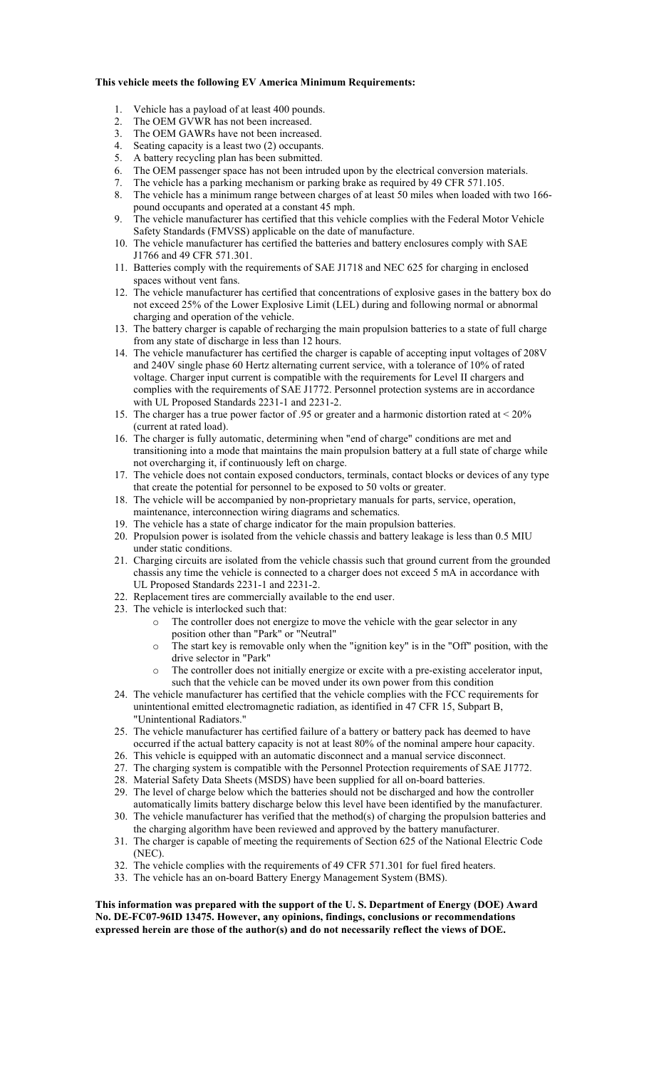**This vehicle meets the following EV America Minimum Requirements:**

1. Vehicle has a payload of at least 400 pounds.
2. The OEM GVWR has not been increased.
3. The OEM GAWRs have not been increased.
4. Seating capacity is a least two (2) occupants.
5. A battery recycling plan has been submitted.
6. The OEM passenger space has not been intruded upon by the electrical conversion materials.
7. The vehicle has a parking mechanism or parking brake as required by 49 CFR 571.105.
8. The vehicle has a minimum range between charges of at least 50 miles when loaded with two 166-pound occupants and operated at a constant 45 mph.
9. The vehicle manufacturer has certified that this vehicle complies with the Federal Motor Vehicle Safety Standards (FMVSS) applicable on the date of manufacture.
10. The vehicle manufacturer has certified the batteries and battery enclosures comply with SAE J1766 and 49 CFR 571.301.
11. Batteries comply with the requirements of SAE J1718 and NEC 625 for charging in enclosed spaces without vent fans.
12. The vehicle manufacturer has certified that concentrations of explosive gases in the battery box do not exceed 25% of the Lower Explosive Limit (LEL) during and following normal or abnormal charging and operation of the vehicle.
13. The battery charger is capable of recharging the main propulsion batteries to a state of full charge from any state of discharge in less than 12 hours.
14. The vehicle manufacturer has certified the charger is capable of accepting input voltages of 208V and 240V single phase 60 Hertz alternating current service, with a tolerance of 10% of rated voltage. Charger input current is compatible with the requirements for Level II chargers and complies with the requirements of SAE J1772. Personnel protection systems are in accordance with UL Proposed Standards 2231-1 and 2231-2.
15. The charger has a true power factor of .95 or greater and a harmonic distortion rated at < 20% (current at rated load).
16. The charger is fully automatic, determining when "end of charge" conditions are met and transitioning into a mode that maintains the main propulsion battery at a full state of charge while not overcharging it, if continuously left on charge.
17. The vehicle does not contain exposed conductors, terminals, contact blocks or devices of any type that create the potential for personnel to be exposed to 50 volts or greater.
18. The vehicle will be accompanied by non-proprietary manuals for parts, service, operation, maintenance, interconnection wiring diagrams and schematics.
19. The vehicle has a state of charge indicator for the main propulsion batteries.
20. Propulsion power is isolated from the vehicle chassis and battery leakage is less than 0.5 MIU under static conditions.
21. Charging circuits are isolated from the vehicle chassis such that ground current from the grounded chassis any time the vehicle is connected to a charger does not exceed 5 mA in accordance with UL Proposed Standards 2231-1 and 2231-2.
22. Replacement tires are commercially available to the end user.
23. The vehicle is interlocked such that:
    - The controller does not energize to move the vehicle with the gear selector in any position other than "Park" or "Neutral"
    - The start key is removable only when the "ignition key" is in the "Off" position, with the drive selector in "Park"
    - The controller does not initially energize or excite with a pre-existing accelerator input, such that the vehicle can be moved under its own power from this condition
24. The vehicle manufacturer has certified that the vehicle complies with the FCC requirements for unintentional emitted electromagnetic radiation, as identified in 47 CFR 15, Subpart B, "Unintentional Radiators."
25. The vehicle manufacturer has certified failure of a battery or battery pack has deemed to have occurred if the actual battery capacity is not at least 80% of the nominal ampere hour capacity.
26. This vehicle is equipped with an automatic disconnect and a manual service disconnect.
27. The charging system is compatible with the Personnel Protection requirements of SAE J1772.
28. Material Safety Data Sheets (MSDS) have been supplied for all on-board batteries.
29. The level of charge below which the batteries should not be discharged and how the controller automatically limits battery discharge below this level have been identified by the manufacturer.
30. The vehicle manufacturer has verified that the method(s) of charging the propulsion batteries and the charging algorithm have been reviewed and approved by the battery manufacturer.
31. The charger is capable of meeting the requirements of Section 625 of the National Electric Code (NEC).
32. The vehicle complies with the requirements of 49 CFR 571.301 for fuel fired heaters.
33. The vehicle has an on-board Battery Energy Management System (BMS).

**This information was prepared with the support of the U. S. Department of Energy (DOE) Award No. DE-FC07-96ID 13475. However, any opinions, findings, conclusions or recommendations expressed herein are those of the author(s) and do not necessarily reflect the views of DOE.**